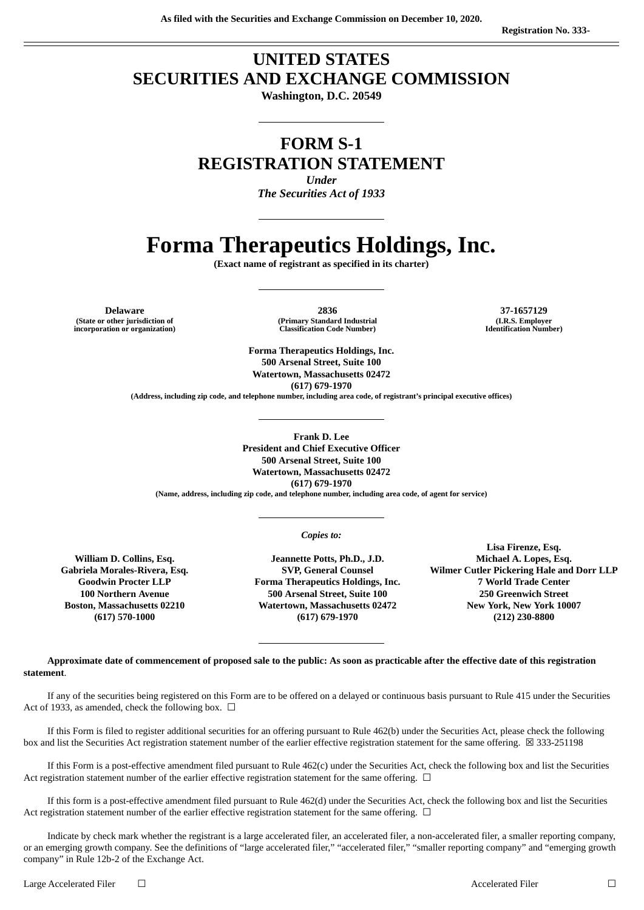As filed with the Securities and Exchange Commission on December 10, 2020.

Registration No. 333-

# UNITED STATES
# SECURITIES AND EXCHANGE COMMISSION

**Washington, D.C. 20549**

# FORM S-1
# REGISTRATION STATEMENT

***Under***
***The Securities Act of 1933***

# Forma Therapeutics Holdings, Inc.

**(Exact name of registrant as specified in its charter)**

| Delaware | 2836 | 37-1657129 |
|---|---|---|
| (State or other jurisdiction of incorporation or organization) | (Primary Standard Industrial Classification Code Number) | (I.R.S. Employer Identification Number) |

**Forma Therapeutics Holdings, Inc.**
**500 Arsenal Street, Suite 100**
**Watertown, Massachusetts 02472**
**(617) 679-1970**
**(Address, including zip code, and telephone number, including area code, of registrant's principal executive offices)**

**Frank D. Lee**
**President and Chief Executive Officer**
**500 Arsenal Street, Suite 100**
**Watertown, Massachusetts 02472**
**(617) 679-1970**
**(Name, address, including zip code, and telephone number, including area code, of agent for service)**

***Copies to:***

| William D. Collins, Esq.<br>Gabriela Morales-Rivera, Esq.<br>Goodwin Procter LLP<br>100 Northern Avenue<br>Boston, Massachusetts 02210<br>(617) 570-1000 | Jeannette Potts, Ph.D., J.D.<br>SVP, General Counsel<br>Forma Therapeutics Holdings, Inc.<br>500 Arsenal Street, Suite 100<br>Watertown, Massachusetts 02472<br>(617) 679-1970 | Lisa Firenze, Esq.<br>Michael A. Lopes, Esq.<br>Wilmer Cutler Pickering Hale and Dorr LLP<br>7 World Trade Center<br>250 Greenwich Street<br>New York, New York 10007<br>(212) 230-8800 |
|---|---|---|

**Approximate date of commencement of proposed sale to the public: As soon as practicable after the effective date of this registration statement**.

If any of the securities being registered on this Form are to be offered on a delayed or continuous basis pursuant to Rule 415 under the Securities Act of 1933, as amended, check the following box. ☐

If this Form is filed to register additional securities for an offering pursuant to Rule 462(b) under the Securities Act, please check the following box and list the Securities Act registration statement number of the earlier effective registration statement for the same offering. ☒ 333-251198

If this Form is a post-effective amendment filed pursuant to Rule 462(c) under the Securities Act, check the following box and list the Securities Act registration statement number of the earlier effective registration statement for the same offering. ☐

If this form is a post-effective amendment filed pursuant to Rule 462(d) under the Securities Act, check the following box and list the Securities Act registration statement number of the earlier effective registration statement for the same offering. ☐

Indicate by check mark whether the registrant is a large accelerated filer, an accelerated filer, a non-accelerated filer, a smaller reporting company, or an emerging growth company. See the definitions of "large accelerated filer," "accelerated filer," "smaller reporting company" and "emerging growth company" in Rule 12b-2 of the Exchange Act.

| Large Accelerated Filer | ☐ | Accelerated Filer | ☐ |
|---|---|---|---|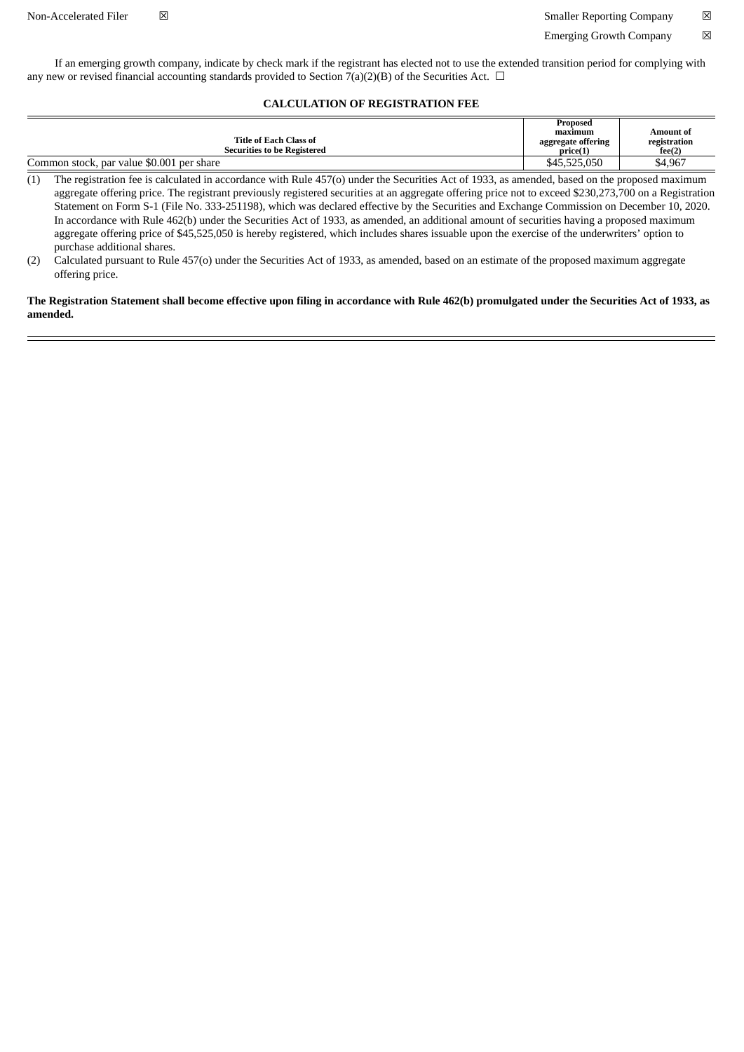| | | | |
|---|---|---|---|
| Non-Accelerated Filer | ☒ | Smaller Reporting Company | ☒ |
| | | Emerging Growth Company | ☒ |

If an emerging growth company, indicate by check mark if the registrant has elected not to use the extended transition period for complying with any new or revised financial accounting standards provided to Section 7(a)(2)(B) of the Securities Act. ☐

**CALCULATION OF REGISTRATION FEE**

| Title of Each Class of Securities to be Registered | Proposed maximum aggregate offering price(1) | Amount of registration fee(2) |
|---|---|---|
| Common stock, par value $0.001 per share | $45,525,050 | $4,967 |

(1) The registration fee is calculated in accordance with Rule 457(o) under the Securities Act of 1933, as amended, based on the proposed maximum aggregate offering price. The registrant previously registered securities at an aggregate offering price not to exceed $230,273,700 on a Registration Statement on Form S-1 (File No. 333-251198), which was declared effective by the Securities and Exchange Commission on December 10, 2020. In accordance with Rule 462(b) under the Securities Act of 1933, as amended, an additional amount of securities having a proposed maximum aggregate offering price of $45,525,050 is hereby registered, which includes shares issuable upon the exercise of the underwriters' option to purchase additional shares.

(2) Calculated pursuant to Rule 457(o) under the Securities Act of 1933, as amended, based on an estimate of the proposed maximum aggregate offering price.

**The Registration Statement shall become effective upon filing in accordance with Rule 462(b) promulgated under the Securities Act of 1933, as amended.**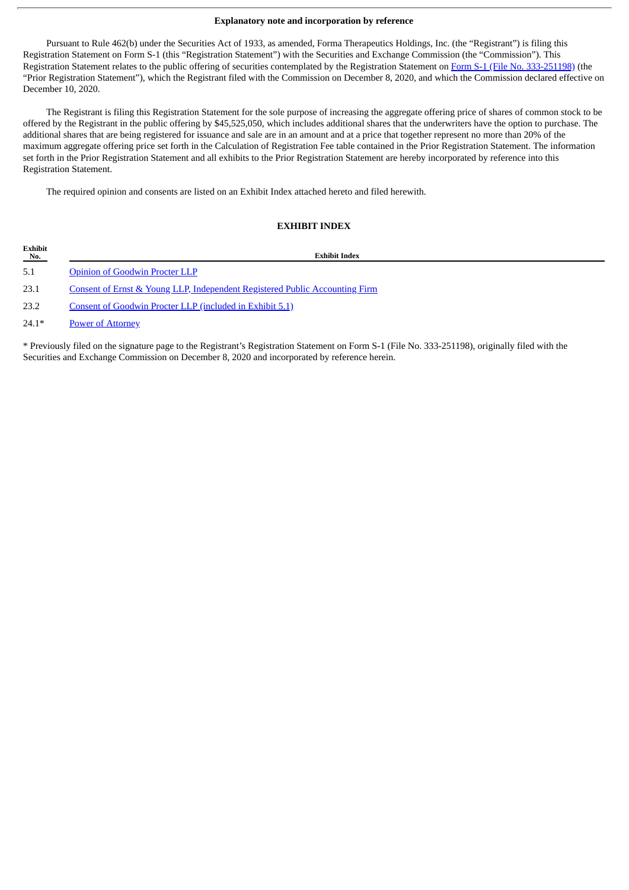## Explanatory note and incorporation by reference

Pursuant to Rule 462(b) under the Securities Act of 1933, as amended, Forma Therapeutics Holdings, Inc. (the "Registrant") is filing this Registration Statement on Form S-1 (this "Registration Statement") with the Securities and Exchange Commission (the "Commission"). This Registration Statement relates to the public offering of securities contemplated by the Registration Statement on Form S-1 (File No. 333-251198) (the "Prior Registration Statement"), which the Registrant filed with the Commission on December 8, 2020, and which the Commission declared effective on December 10, 2020.

The Registrant is filing this Registration Statement for the sole purpose of increasing the aggregate offering price of shares of common stock to be offered by the Registrant in the public offering by $45,525,050, which includes additional shares that the underwriters have the option to purchase. The additional shares that are being registered for issuance and sale are in an amount and at a price that together represent no more than 20% of the maximum aggregate offering price set forth in the Calculation of Registration Fee table contained in the Prior Registration Statement. The information set forth in the Prior Registration Statement and all exhibits to the Prior Registration Statement are hereby incorporated by reference into this Registration Statement.

The required opinion and consents are listed on an Exhibit Index attached hereto and filed herewith.

## EXHIBIT INDEX

| Exhibit No. | Exhibit Index |
|---|---|
| 5.1 | Opinion of Goodwin Procter LLP |
| 23.1 | Consent of Ernst & Young LLP, Independent Registered Public Accounting Firm |
| 23.2 | Consent of Goodwin Procter LLP (included in Exhibit 5.1) |
| 24.1* | Power of Attorney |

* Previously filed on the signature page to the Registrant's Registration Statement on Form S-1 (File No. 333-251198), originally filed with the Securities and Exchange Commission on December 8, 2020 and incorporated by reference herein.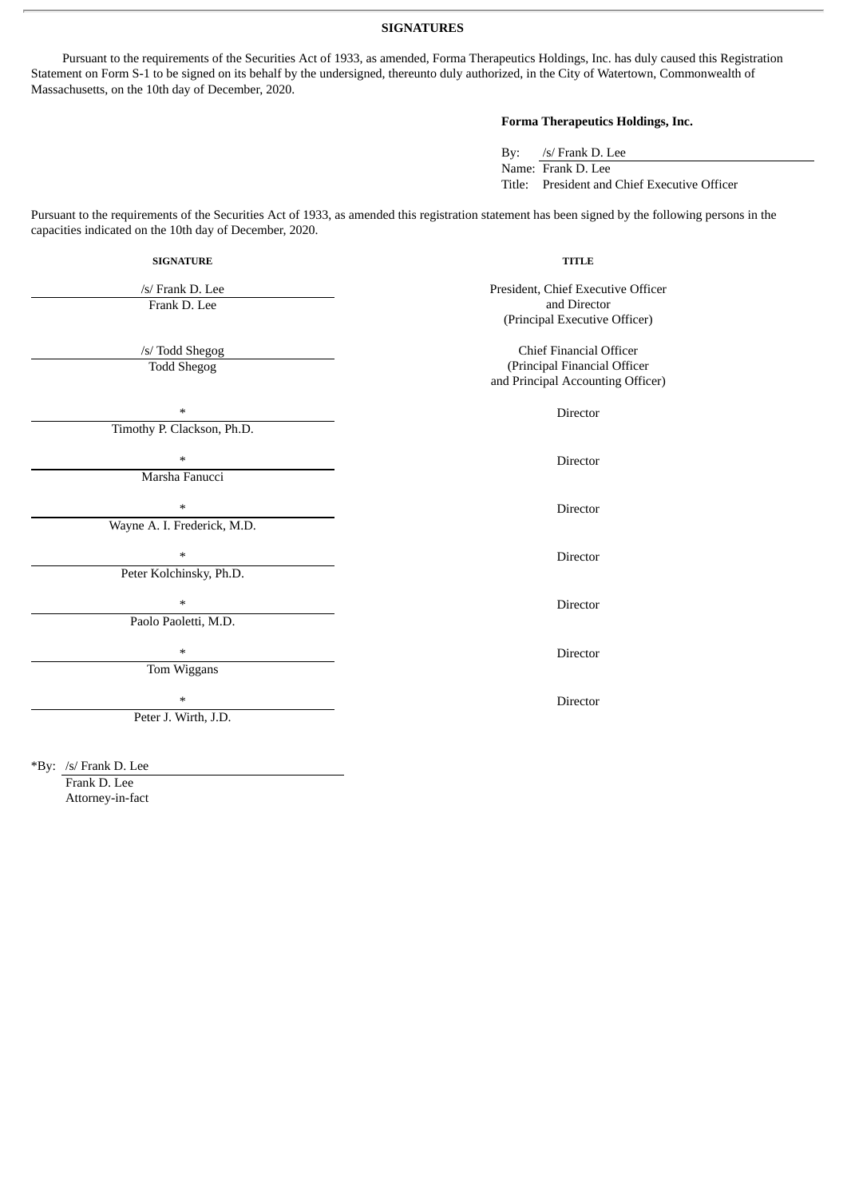## SIGNATURES

Pursuant to the requirements of the Securities Act of 1933, as amended, Forma Therapeutics Holdings, Inc. has duly caused this Registration Statement on Form S-1 to be signed on its behalf by the undersigned, thereunto duly authorized, in the City of Watertown, Commonwealth of Massachusetts, on the 10th day of December, 2020.

**Forma Therapeutics Holdings, Inc.**

By: /s/ Frank D. Lee
Name: Frank D. Lee
Title: President and Chief Executive Officer

Pursuant to the requirements of the Securities Act of 1933, as amended this registration statement has been signed by the following persons in the capacities indicated on the 10th day of December, 2020.

| SIGNATURE | TITLE |
|---|---|
| /s/ Frank D. Lee<br>Frank D. Lee | President, Chief Executive Officer and Director (Principal Executive Officer) |
| /s/ Todd Shegog<br>Todd Shegog | Chief Financial Officer (Principal Financial Officer and Principal Accounting Officer) |
| *<br>Timothy P. Clackson, Ph.D. | Director |
| *<br>Marsha Fanucci | Director |
| *<br>Wayne A. I. Frederick, M.D. | Director |
| *<br>Peter Kolchinsky, Ph.D. | Director |
| *<br>Paolo Paoletti, M.D. | Director |
| *<br>Tom Wiggans | Director |
| *<br>Peter J. Wirth, J.D. | Director |

*By: /s/ Frank D. Lee
Frank D. Lee
Attorney-in-fact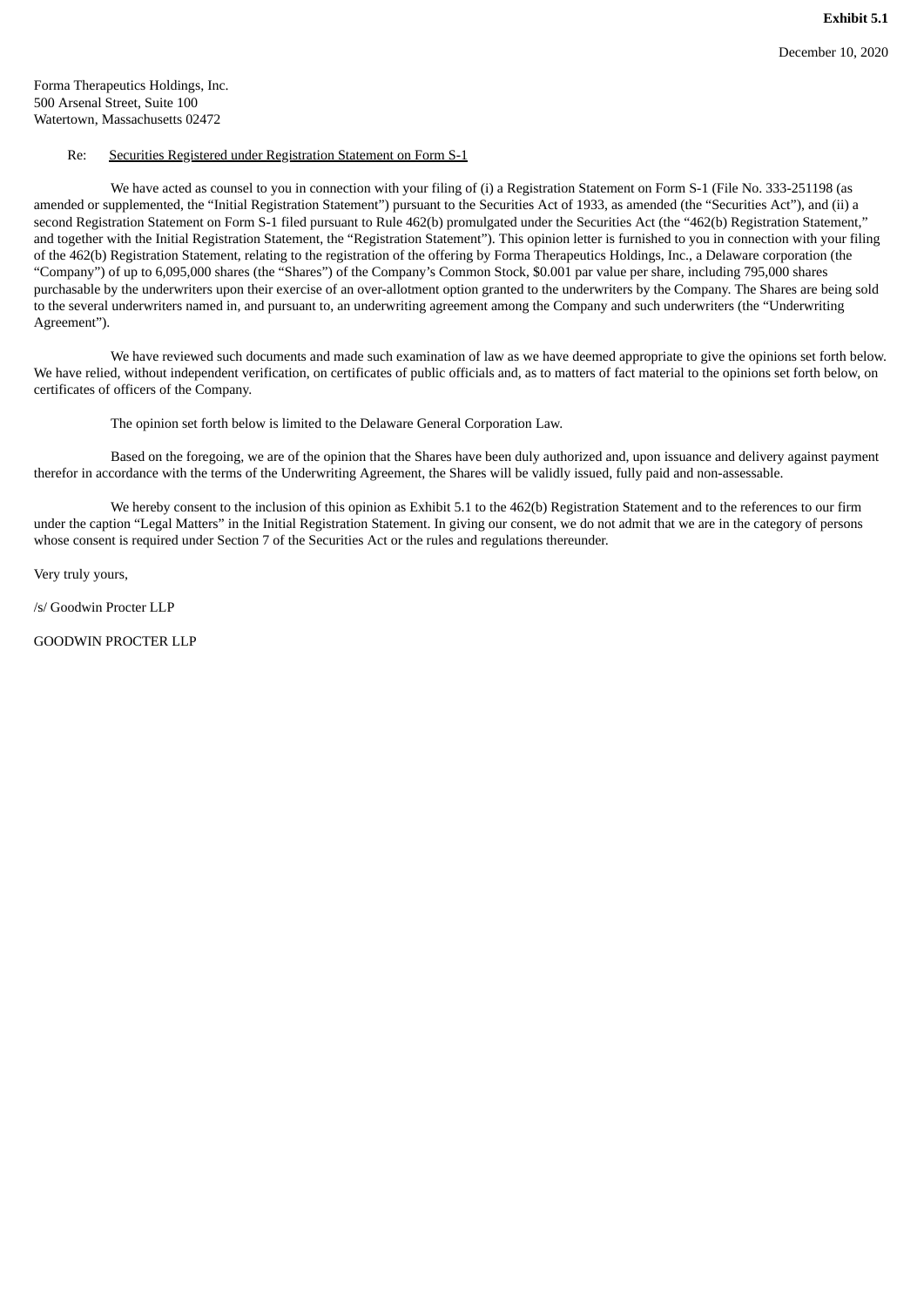**Exhibit 5.1**

December 10, 2020

Forma Therapeutics Holdings, Inc.
500 Arsenal Street, Suite 100
Watertown, Massachusetts 02472

Re: Securities Registered under Registration Statement on Form S-1

We have acted as counsel to you in connection with your filing of (i) a Registration Statement on Form S-1 (File No. 333-251198 (as amended or supplemented, the "Initial Registration Statement") pursuant to the Securities Act of 1933, as amended (the "Securities Act"), and (ii) a second Registration Statement on Form S-1 filed pursuant to Rule 462(b) promulgated under the Securities Act (the "462(b) Registration Statement," and together with the Initial Registration Statement, the "Registration Statement"). This opinion letter is furnished to you in connection with your filing of the 462(b) Registration Statement, relating to the registration of the offering by Forma Therapeutics Holdings, Inc., a Delaware corporation (the "Company") of up to 6,095,000 shares (the "Shares") of the Company's Common Stock, $0.001 par value per share, including 795,000 shares purchasable by the underwriters upon their exercise of an over-allotment option granted to the underwriters by the Company. The Shares are being sold to the several underwriters named in, and pursuant to, an underwriting agreement among the Company and such underwriters (the "Underwriting Agreement").

We have reviewed such documents and made such examination of law as we have deemed appropriate to give the opinions set forth below. We have relied, without independent verification, on certificates of public officials and, as to matters of fact material to the opinions set forth below, on certificates of officers of the Company.

The opinion set forth below is limited to the Delaware General Corporation Law.

Based on the foregoing, we are of the opinion that the Shares have been duly authorized and, upon issuance and delivery against payment therefor in accordance with the terms of the Underwriting Agreement, the Shares will be validly issued, fully paid and non-assessable.

We hereby consent to the inclusion of this opinion as Exhibit 5.1 to the 462(b) Registration Statement and to the references to our firm under the caption "Legal Matters" in the Initial Registration Statement. In giving our consent, we do not admit that we are in the category of persons whose consent is required under Section 7 of the Securities Act or the rules and regulations thereunder.

Very truly yours,

/s/ Goodwin Procter LLP

GOODWIN PROCTER LLP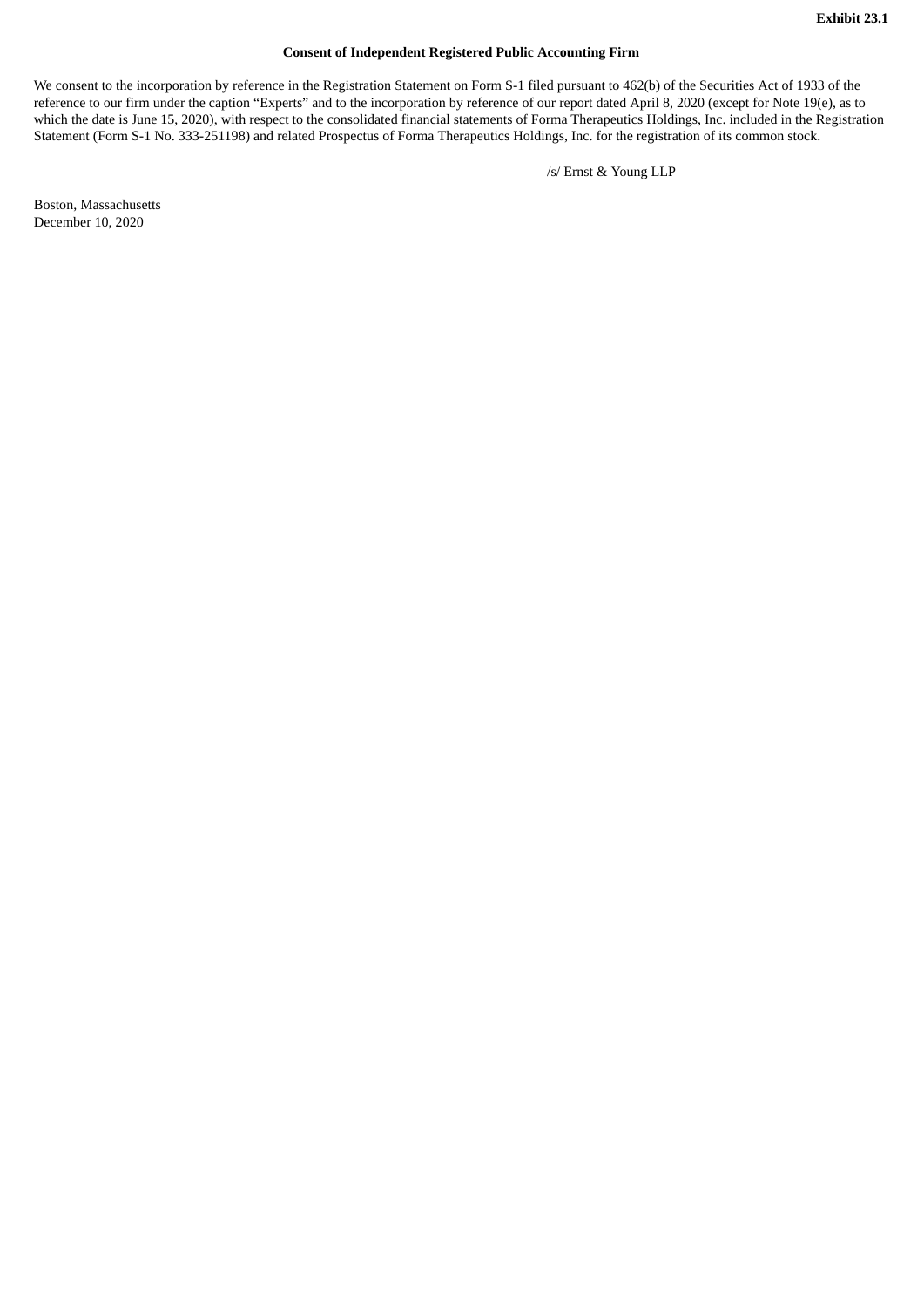**Exhibit 23.1**

**Consent of Independent Registered Public Accounting Firm**

We consent to the incorporation by reference in the Registration Statement on Form S-1 filed pursuant to 462(b) of the Securities Act of 1933 of the reference to our firm under the caption "Experts" and to the incorporation by reference of our report dated April 8, 2020 (except for Note 19(e), as to which the date is June 15, 2020), with respect to the consolidated financial statements of Forma Therapeutics Holdings, Inc. included in the Registration Statement (Form S-1 No. 333-251198) and related Prospectus of Forma Therapeutics Holdings, Inc. for the registration of its common stock.

/s/ Ernst & Young LLP

Boston, Massachusetts
December 10, 2020